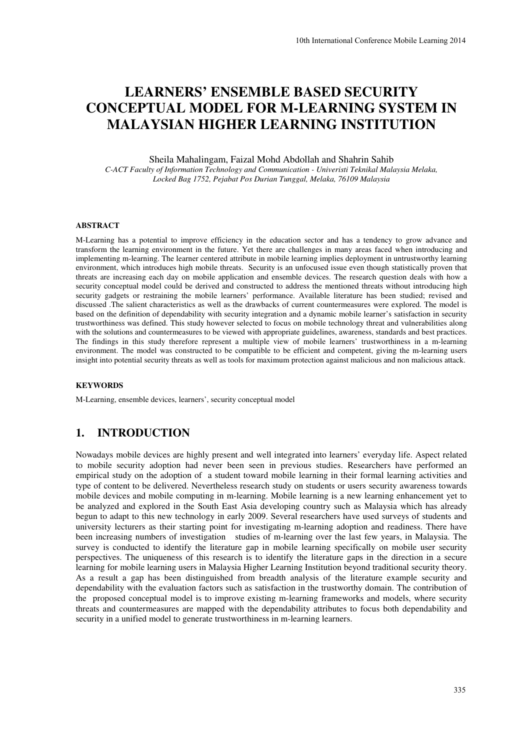# LEARNERS' ENSEMBLE BASED SECURITY CONCEPTUAL MODEL FOR M-LEARNING SYSTEM IN MALAYSIAN HIGHER LEARNING INSTITUTION

Sheila Mahalingam, Faizal Mohd Abdollah and Shahrin Sahib
*C-ACT Faculty of Information Technology and Communication - Univeristi Teknikal Malaysia Melaka, Locked Bag 1752, Pejabat Pos Durian Tunggal, Melaka, 76109 Malaysia*

### ABSTRACT

M-Learning has a potential to improve efficiency in the education sector and has a tendency to grow advance and transform the learning environment in the future. Yet there are challenges in many areas faced when introducing and implementing m-learning. The learner centered attribute in mobile learning implies deployment in untrustworthy learning environment, which introduces high mobile threats. Security is an unfocused issue even though statistically proven that threats are increasing each day on mobile application and ensemble devices. The research question deals with how a security conceptual model could be derived and constructed to address the mentioned threats without introducing high security gadgets or restraining the mobile learners' performance. Available literature has been studied; revised and discussed .The salient characteristics as well as the drawbacks of current countermeasures were explored. The model is based on the definition of dependability with security integration and a dynamic mobile learner's satisfaction in security trustworthiness was defined. This study however selected to focus on mobile technology threat and vulnerabilities along with the solutions and countermeasures to be viewed with appropriate guidelines, awareness, standards and best practices. The findings in this study therefore represent a multiple view of mobile learners' trustworthiness in a m-learning environment. The model was constructed to be compatible to be efficient and competent, giving the m-learning users insight into potential security threats as well as tools for maximum protection against malicious and non malicious attack.

### KEYWORDS

M-Learning, ensemble devices, learners', security conceptual model

## 1. INTRODUCTION

Nowadays mobile devices are highly present and well integrated into learners' everyday life. Aspect related to mobile security adoption had never been seen in previous studies. Researchers have performed an empirical study on the adoption of a student toward mobile learning in their formal learning activities and type of content to be delivered. Nevertheless research study on students or users security awareness towards mobile devices and mobile computing in m-learning. Mobile learning is a new learning enhancement yet to be analyzed and explored in the South East Asia developing country such as Malaysia which has already begun to adapt to this new technology in early 2009. Several researchers have used surveys of students and university lecturers as their starting point for investigating m-learning adoption and readiness. There have been increasing numbers of investigation studies of m-learning over the last few years, in Malaysia. The survey is conducted to identify the literature gap in mobile learning specifically on mobile user security perspectives. The uniqueness of this research is to identify the literature gaps in the direction in a secure learning for mobile learning users in Malaysia Higher Learning Institution beyond traditional security theory. As a result a gap has been distinguished from breadth analysis of the literature example security and dependability with the evaluation factors such as satisfaction in the trustworthy domain. The contribution of the proposed conceptual model is to improve existing m-learning frameworks and models, where security threats and countermeasures are mapped with the dependability attributes to focus both dependability and security in a unified model to generate trustworthiness in m-learning learners.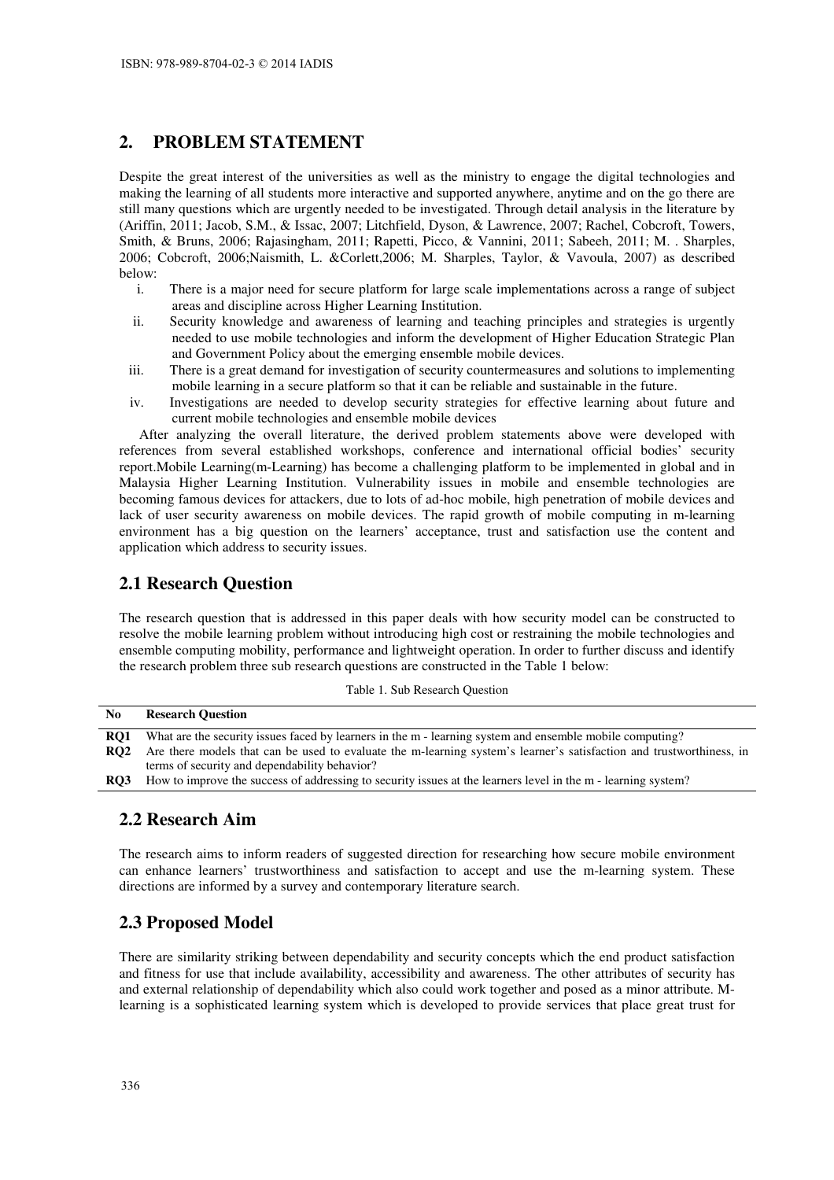## 2. PROBLEM STATEMENT

Despite the great interest of the universities as well as the ministry to engage the digital technologies and making the learning of all students more interactive and supported anywhere, anytime and on the go there are still many questions which are urgently needed to be investigated. Through detail analysis in the literature by (Ariffin, 2011; Jacob, S.M., & Issac, 2007; Litchfield, Dyson, & Lawrence, 2007; Rachel, Cobcroft, Towers, Smith, & Bruns, 2006; Rajasingham, 2011; Rapetti, Picco, & Vannini, 2011; Sabeeh, 2011; M. . Sharples, 2006; Cobcroft, 2006;Naismith, L. &Corlett,2006; M. Sharples, Taylor, & Vavoula, 2007) as described below:

i. There is a major need for secure platform for large scale implementations across a range of subject areas and discipline across Higher Learning Institution.
ii. Security knowledge and awareness of learning and teaching principles and strategies is urgently needed to use mobile technologies and inform the development of Higher Education Strategic Plan and Government Policy about the emerging ensemble mobile devices.
iii. There is a great demand for investigation of security countermeasures and solutions to implementing mobile learning in a secure platform so that it can be reliable and sustainable in the future.
iv. Investigations are needed to develop security strategies for effective learning about future and current mobile technologies and ensemble mobile devices

After analyzing the overall literature, the derived problem statements above were developed with references from several established workshops, conference and international official bodies' security report.Mobile Learning(m-Learning) has become a challenging platform to be implemented in global and in Malaysia Higher Learning Institution. Vulnerability issues in mobile and ensemble technologies are becoming famous devices for attackers, due to lots of ad-hoc mobile, high penetration of mobile devices and lack of user security awareness on mobile devices. The rapid growth of mobile computing in m-learning environment has a big question on the learners' acceptance, trust and satisfaction use the content and application which address to security issues.

## 2.1 Research Question

The research question that is addressed in this paper deals with how security model can be constructed to resolve the mobile learning problem without introducing high cost or restraining the mobile technologies and ensemble computing mobility, performance and lightweight operation. In order to further discuss and identify the research problem three sub research questions are constructed in the Table 1 below:

Table 1. Sub Research Question

| No | Research Question |
|---|---|
| **RQ1** | What are the security issues faced by learners in the m - learning system and ensemble mobile computing? |
| **RQ2** | Are there models that can be used to evaluate the m-learning system's learner's satisfaction and trustworthiness, in terms of security and dependability behavior? |
| **RQ3** | How to improve the success of addressing to security issues at the learners level in the m - learning system? |

## 2.2 Research Aim

The research aims to inform readers of suggested direction for researching how secure mobile environment can enhance learners' trustworthiness and satisfaction to accept and use the m-learning system. These directions are informed by a survey and contemporary literature search.

## 2.3 Proposed Model

There are similarity striking between dependability and security concepts which the end product satisfaction and fitness for use that include availability, accessibility and awareness. The other attributes of security has and external relationship of dependability which also could work together and posed as a minor attribute. M-learning is a sophisticated learning system which is developed to provide services that place great trust for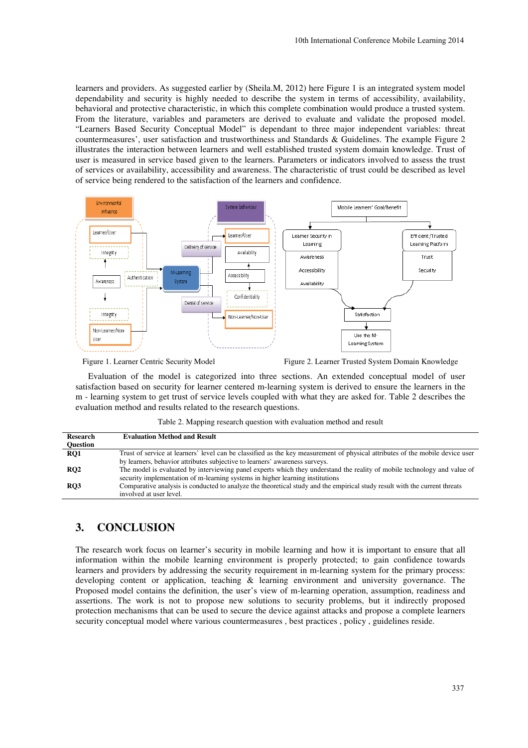learners and providers. As suggested earlier by (Sheila.M, 2012) here Figure 1 is an integrated system model dependability and security is highly needed to describe the system in terms of accessibility, availability, behavioral and protective characteristic, in which this complete combination would produce a trusted system. From the literature, variables and parameters are derived to evaluate and validate the proposed model. "Learners Based Security Conceptual Model" is dependant to three major independent variables: threat countermeasures', user satisfaction and trustworthiness and Standards & Guidelines. The example Figure 2 illustrates the interaction between learners and well established trusted system domain knowledge. Trust of user is measured in service based given to the learners. Parameters or indicators involved to assess the trust of services or availability, accessibility and awareness. The characteristic of trust could be described as level of service being rendered to the satisfaction of the learners and confidence.

Figure 1. Learner Centric Security Model

Figure 2. Learner Trusted System Domain Knowledge

Evaluation of the model is categorized into three sections. An extended conceptual model of user satisfaction based on security for learner centered m-learning system is derived to ensure the learners in the m - learning system to get trust of service levels coupled with what they are asked for. Table 2 describes the evaluation method and results related to the research questions.

Table 2. Mapping research question with evaluation method and result

| Research Question | Evaluation Method and Result |
|---|---|
| **RQ1** | Trust of service at learners' level can be classified as the key measurement of physical attributes of the mobile device user by learners, behavior attributes subjective to learners' awareness surveys. |
| **RQ2** | The model is evaluated by interviewing panel experts which they understand the reality of mobile technology and value of security implementation of m-learning systems in higher learning institutions |
| **RQ3** | Comparative analysis is conducted to analyze the theoretical study and the empirical study result with the current threats involved at user level. |

## 3. CONCLUSION

The research work focus on learner's security in mobile learning and how it is important to ensure that all information within the mobile learning environment is properly protected; to gain confidence towards learners and providers by addressing the security requirement in m-learning system for the primary process: developing content or application, teaching & learning environment and university governance. The Proposed model contains the definition, the user's view of m-learning operation, assumption, readiness and assertions. The work is not to propose new solutions to security problems, but it indirectly proposed protection mechanisms that can be used to secure the device against attacks and propose a complete learners security conceptual model where various countermeasures , best practices , policy , guidelines reside.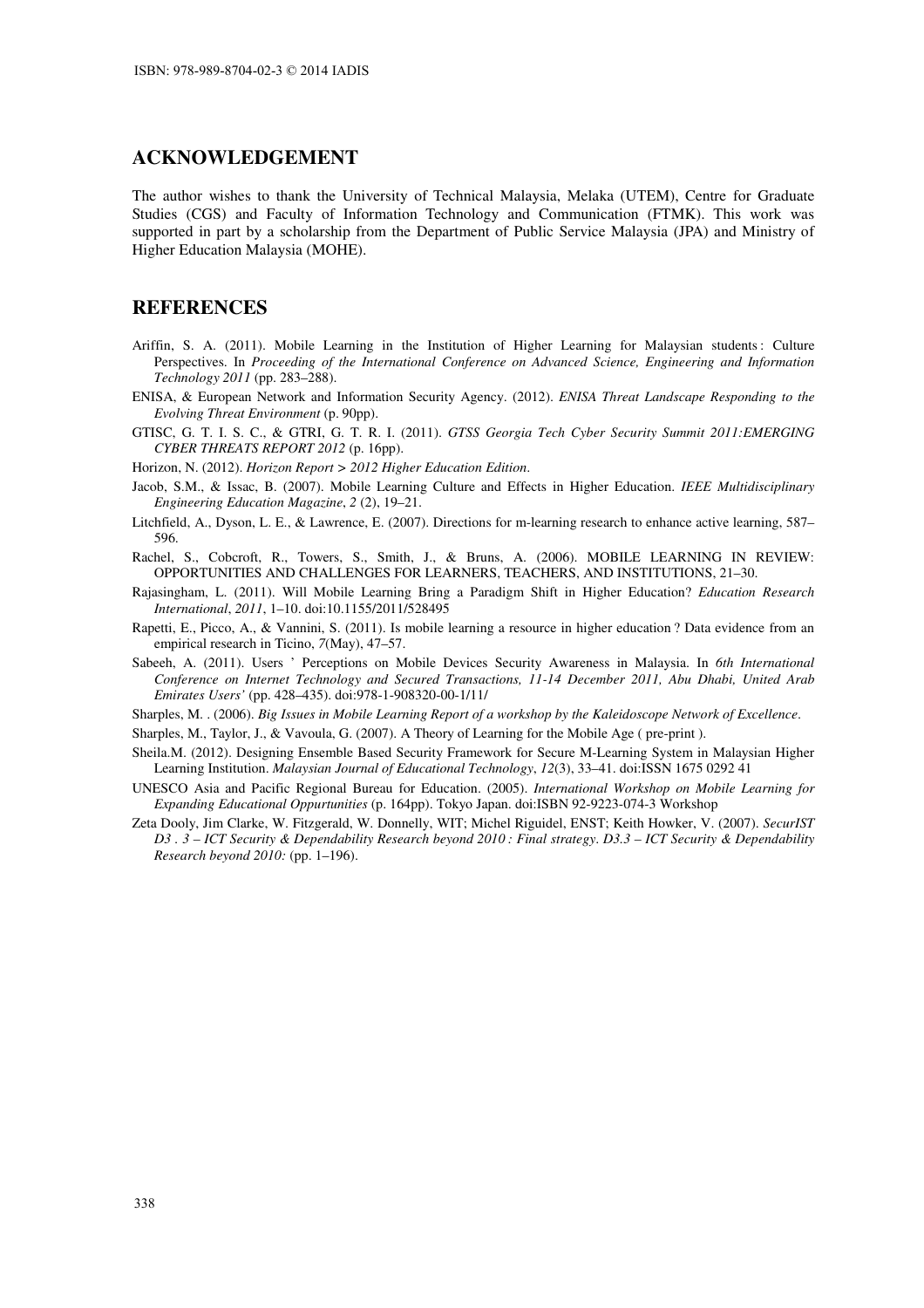## ACKNOWLEDGEMENT

The author wishes to thank the University of Technical Malaysia, Melaka (UTEM), Centre for Graduate Studies (CGS) and Faculty of Information Technology and Communication (FTMK). This work was supported in part by a scholarship from the Department of Public Service Malaysia (JPA) and Ministry of Higher Education Malaysia (MOHE).

## REFERENCES

Ariffin, S. A. (2011). Mobile Learning in the Institution of Higher Learning for Malaysian students : Culture Perspectives. In *Proceeding of the International Conference on Advanced Science, Engineering and Information Technology 2011* (pp. 283–288).

ENISA, & European Network and Information Security Agency. (2012). *ENISA Threat Landscape Responding to the Evolving Threat Environment* (p. 90pp).

GTISC, G. T. I. S. C., & GTRI, G. T. R. I. (2011). *GTSS Georgia Tech Cyber Security Summit 2011:EMERGING CYBER THREATS REPORT 2012* (p. 16pp).

Horizon, N. (2012). *Horizon Report > 2012 Higher Education Edition*.

Jacob, S.M., & Issac, B. (2007). Mobile Learning Culture and Effects in Higher Education. *IEEE Multidisciplinary Engineering Education Magazine*, *2* (2), 19–21.

Litchfield, A., Dyson, L. E., & Lawrence, E. (2007). Directions for m-learning research to enhance active learning, 587–596.

Rachel, S., Cobcroft, R., Towers, S., Smith, J., & Bruns, A. (2006). MOBILE LEARNING IN REVIEW: OPPORTUNITIES AND CHALLENGES FOR LEARNERS, TEACHERS, AND INSTITUTIONS, 21–30.

Rajasingham, L. (2011). Will Mobile Learning Bring a Paradigm Shift in Higher Education? *Education Research International*, *2011*, 1–10. doi:10.1155/2011/528495

Rapetti, E., Picco, A., & Vannini, S. (2011). Is mobile learning a resource in higher education ? Data evidence from an empirical research in Ticino, *7*(May), 47–57.

Sabeeh, A. (2011). Users ' Perceptions on Mobile Devices Security Awareness in Malaysia. In *6th International Conference on Internet Technology and Secured Transactions, 11-14 December 2011, Abu Dhabi, United Arab Emirates Users'* (pp. 428–435). doi:978-1-908320-00-1/11/

Sharples, M. . (2006). *Big Issues in Mobile Learning Report of a workshop by the Kaleidoscope Network of Excellence*.

Sharples, M., Taylor, J., & Vavoula, G. (2007). A Theory of Learning for the Mobile Age ( pre-print ).

Sheila.M. (2012). Designing Ensemble Based Security Framework for Secure M-Learning System in Malaysian Higher Learning Institution. *Malaysian Journal of Educational Technology*, *12*(3), 33–41. doi:ISSN 1675 0292 41

UNESCO Asia and Pacific Regional Bureau for Education. (2005). *International Workshop on Mobile Learning for Expanding Educational Oppurtunities* (p. 164pp). Tokyo Japan. doi:ISBN 92-9223-074-3 Workshop

Zeta Dooly, Jim Clarke, W. Fitzgerald, W. Donnelly, WIT; Michel Riguidel, ENST; Keith Howker, V. (2007). *SecurIST D3 . 3 – ICT Security & Dependability Research beyond 2010 : Final strategy*. *D3.3 – ICT Security & Dependability Research beyond 2010:* (pp. 1–196).